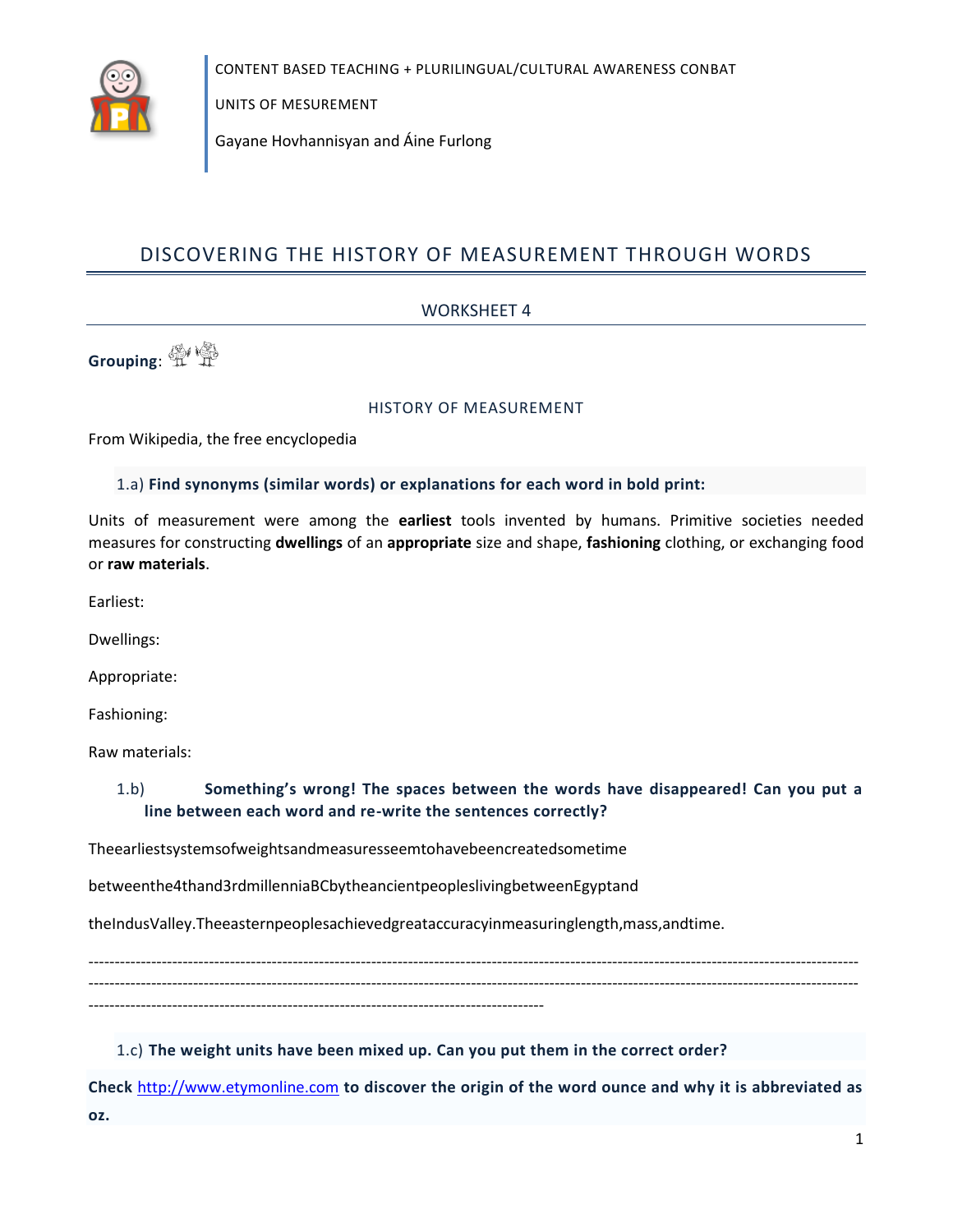CONTENT BASED TEACHING + PLURILINGUAL/CULTURAL AWARENESS CONBAT

UNITS OF MESUREMENT

Gayane Hovhannisyan and Áine Furlong

# DISCOVERING THE HISTORY OF MEASUREMENT THROUGH WORDS

## WORKSHEET 4

**Grouping**:

### HISTORY OF MEASUREMENT

From Wikipedia, the free encyclopedia

1.a) **Find synonyms (similar words) or explanations for each word in bold print:**

Units of measurement were among the **earliest** tools invented by humans. Primitive societies needed measures for constructing **dwellings** of an **appropriate** size and shape, **fashioning** clothing, or exchanging food or **raw materials**.

Earliest:

Dwellings:

Appropriate:

Fashioning:

Raw materials:

1.b) **Something's wrong! The spaces between the words have disappeared! Can you put a line between each word and re-write the sentences correctly?**

Theearliestsystemsofweightsandmeasuresseemtohavebeencreatedsometime

betweenthe4thand3rdmillenniaBCbytheancientpeopleslivingbetweenEgyptand

theIndusValley.Theeasternpeoplesachievedgreataccuracyinmeasuringlength,mass,andtime.

--------------------------------------------------------------------------------------------------------------------------------------------
--------------------------------------------------------------------------------------------------------------------------------------------
-----------------------------------------------------------------------------------

1.c) **The weight units have been mixed up. Can you put them in the correct order?**

**Check** http://www.etymonline.com **to discover the origin of the word ounce and why it is abbreviated as oz.**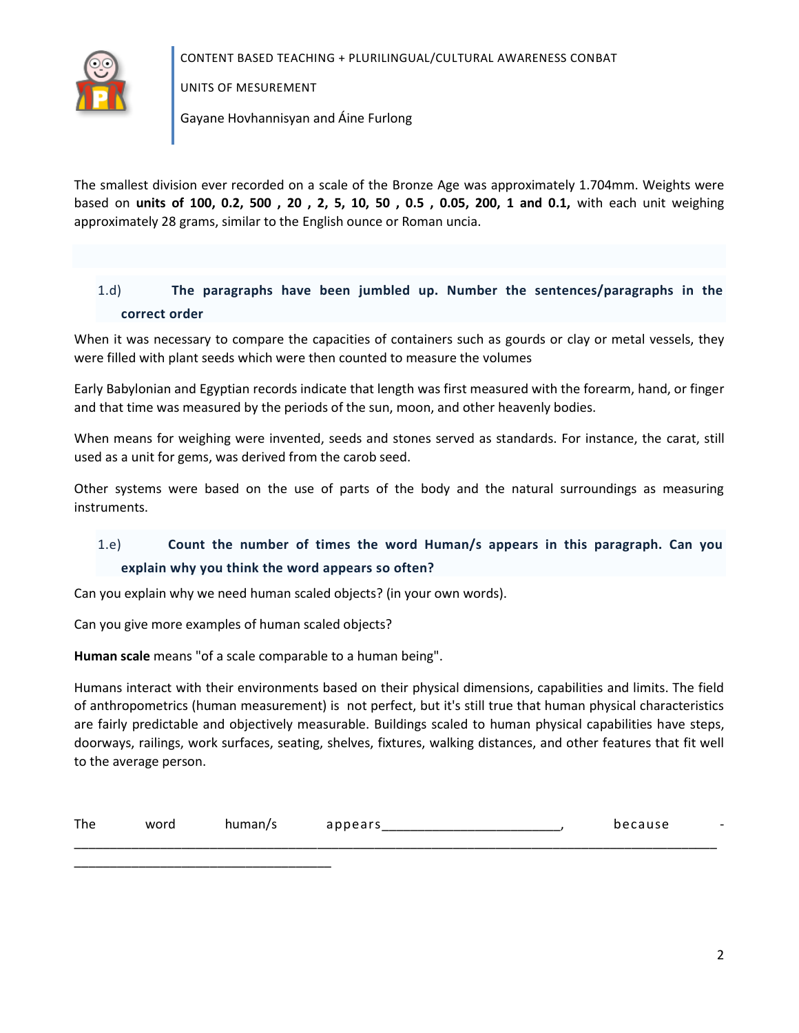The smallest division ever recorded on a scale of the Bronze Age was approximately 1.704mm. Weights were based on **units of 100, 0.2, 500 , 20 , 2, 5, 10, 50 , 0.5 , 0.05, 200, 1 and 0.1,** with each unit weighing approximately 28 grams, similar to the English ounce or Roman uncia.

### 1.d) The paragraphs have been jumbled up. Number the sentences/paragraphs in the correct order

When it was necessary to compare the capacities of containers such as gourds or clay or metal vessels, they were filled with plant seeds which were then counted to measure the volumes

Early Babylonian and Egyptian records indicate that length was first measured with the forearm, hand, or finger and that time was measured by the periods of the sun, moon, and other heavenly bodies.

When means for weighing were invented, seeds and stones served as standards. For instance, the carat, still used as a unit for gems, was derived from the carob seed.

Other systems were based on the use of parts of the body and the natural surroundings as measuring instruments.

### 1.e) Count the number of times the word Human/s appears in this paragraph. Can you explain why you think the word appears so often?

Can you explain why we need human scaled objects? (in your own words).

Can you give more examples of human scaled objects?

**Human scale** means "of a scale comparable to a human being".

Humans interact with their environments based on their physical dimensions, capabilities and limits. The field of anthropometrics (human measurement) is not perfect, but it's still true that human physical characteristics are fairly predictable and objectively measurable. Buildings scaled to human physical capabilities have steps, doorways, railings, work surfaces, seating, shelves, fixtures, walking distances, and other features that fit well to the average person.

The word human/s appears________________________, because -________________________________________________________________________________________________________________________________